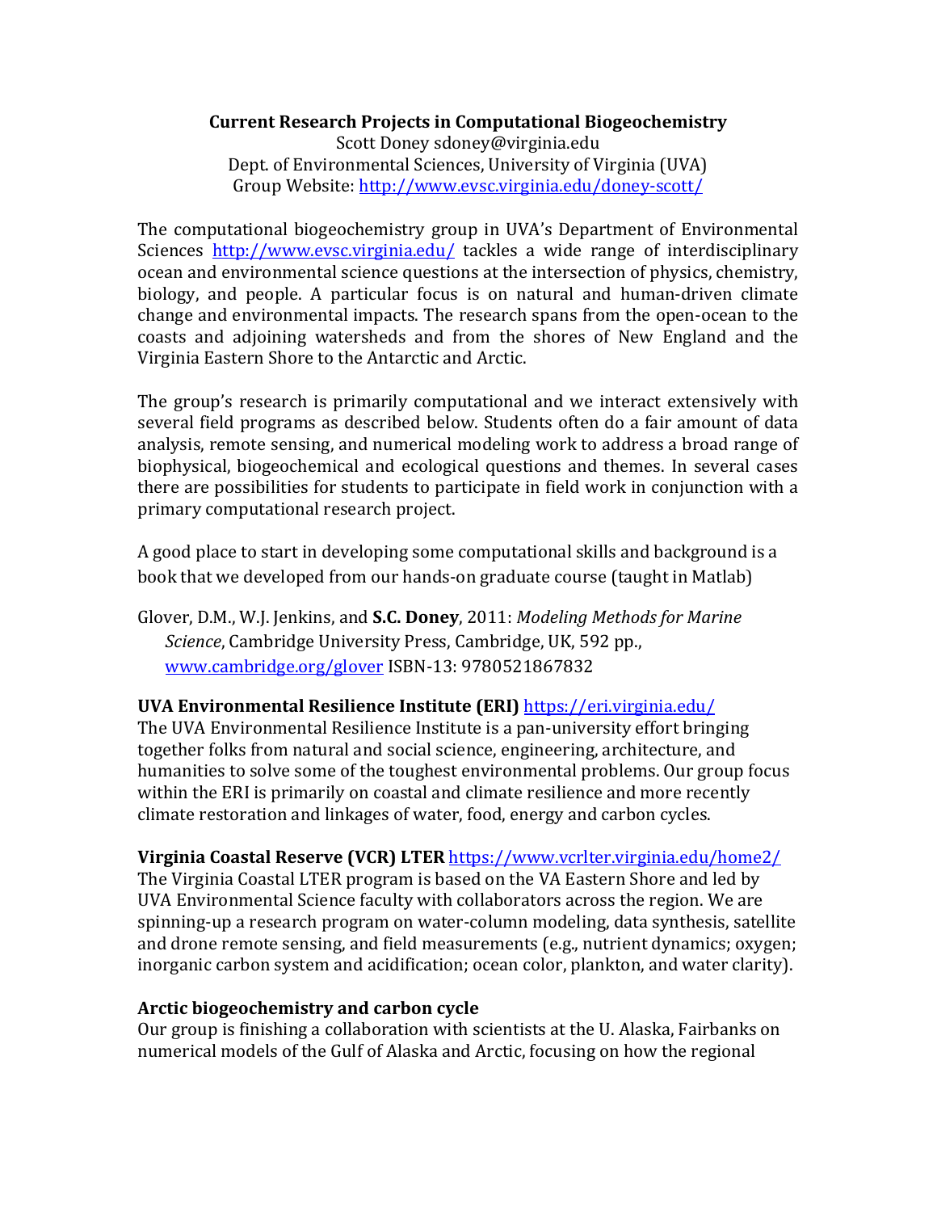**Current Research Projects in Computational Biogeochemistry**

Scott Doney sdoney@virginia.edu

Dept. of Environmental Sciences, University of Virginia (UVA)

Group Website: http://www.evsc.virginia.edu/doney-scott/

The computational biogeochemistry group in UVA's Department of Environmental Sciences http://www.evsc.virginia.edu/ tackles a wide range of interdisciplinary ocean and environmental science questions at the intersection of physics, chemistry, biology, and people. A particular focus is on natural and human-driven climate change and environmental impacts. The research spans from the open-ocean to the coasts and adjoining watersheds and from the shores of New England and the Virginia Eastern Shore to the Antarctic and Arctic.

The group's research is primarily computational and we interact extensively with several field programs as described below. Students often do a fair amount of data analysis, remote sensing, and numerical modeling work to address a broad range of biophysical, biogeochemical and ecological questions and themes. In several cases there are possibilities for students to participate in field work in conjunction with a primary computational research project.

A good place to start in developing some computational skills and background is a book that we developed from our hands-on graduate course (taught in Matlab)

Glover, D.M., W.J. Jenkins, and **S.C. Doney**, 2011: *Modeling Methods for Marine Science*, Cambridge University Press, Cambridge, UK, 592 pp., www.cambridge.org/glover ISBN-13: 9780521867832

**UVA Environmental Resilience Institute (ERI)** https://eri.virginia.edu/

The UVA Environmental Resilience Institute is a pan-university effort bringing together folks from natural and social science, engineering, architecture, and humanities to solve some of the toughest environmental problems. Our group focus within the ERI is primarily on coastal and climate resilience and more recently climate restoration and linkages of water, food, energy and carbon cycles.

**Virginia Coastal Reserve (VCR) LTER** https://www.vcrlter.virginia.edu/home2/

The Virginia Coastal LTER program is based on the VA Eastern Shore and led by UVA Environmental Science faculty with collaborators across the region. We are spinning-up a research program on water-column modeling, data synthesis, satellite and drone remote sensing, and field measurements (e.g., nutrient dynamics; oxygen; inorganic carbon system and acidification; ocean color, plankton, and water clarity).

**Arctic biogeochemistry and carbon cycle**

Our group is finishing a collaboration with scientists at the U. Alaska, Fairbanks on numerical models of the Gulf of Alaska and Arctic, focusing on how the regional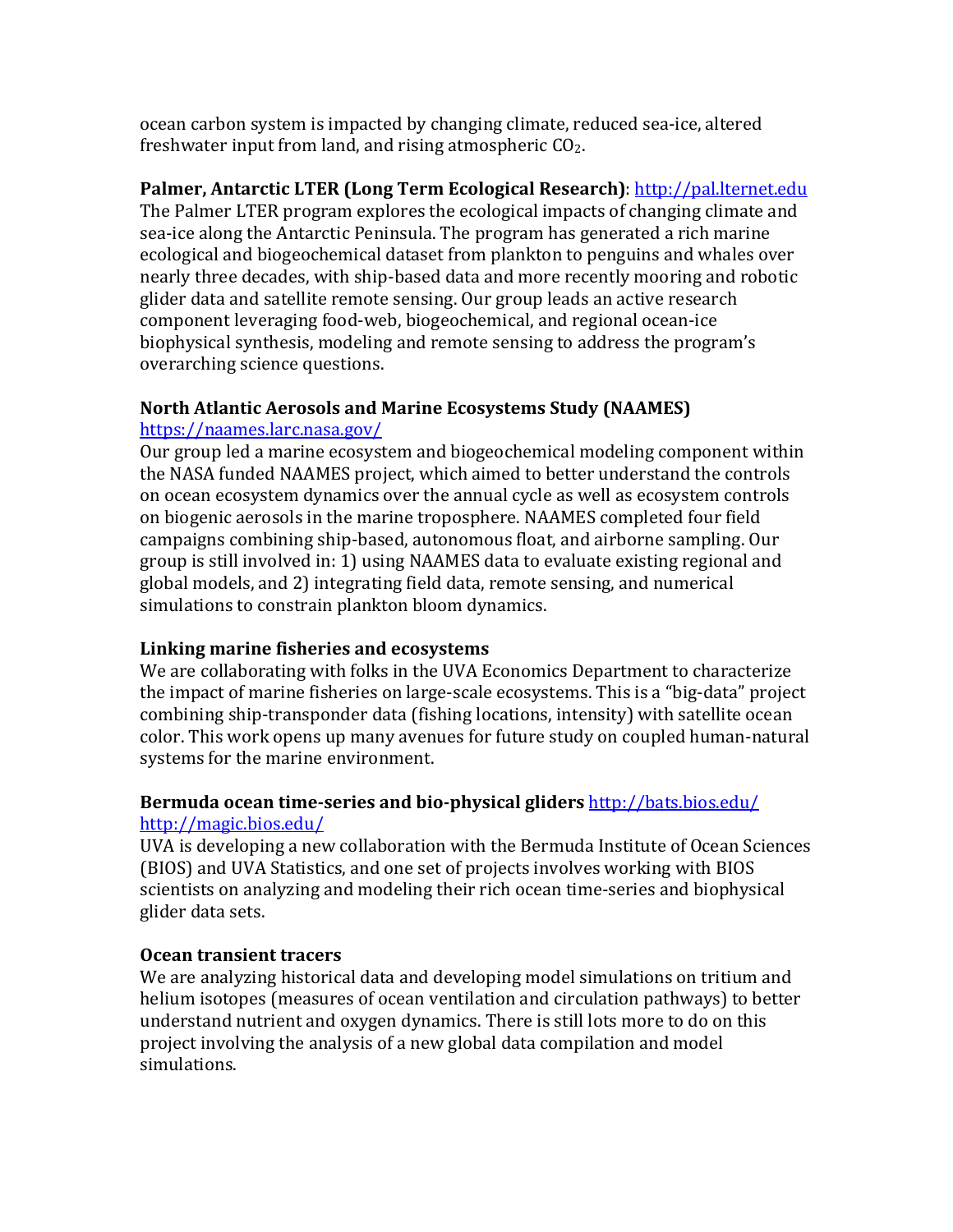ocean carbon system is impacted by changing climate, reduced sea-ice, altered freshwater input from land, and rising atmospheric $CO_2$.

**Palmer, Antarctic LTER (Long Term Ecological Research)**: http://pal.lternet.edu
The Palmer LTER program explores the ecological impacts of changing climate and sea-ice along the Antarctic Peninsula. The program has generated a rich marine ecological and biogeochemical dataset from plankton to penguins and whales over nearly three decades, with ship-based data and more recently mooring and robotic glider data and satellite remote sensing. Our group leads an active research component leveraging food-web, biogeochemical, and regional ocean-ice biophysical synthesis, modeling and remote sensing to address the program's overarching science questions.

**North Atlantic Aerosols and Marine Ecosystems Study (NAAMES)**
https://naames.larc.nasa.gov/
Our group led a marine ecosystem and biogeochemical modeling component within the NASA funded NAAMES project, which aimed to better understand the controls on ocean ecosystem dynamics over the annual cycle as well as ecosystem controls on biogenic aerosols in the marine troposphere. NAAMES completed four field campaigns combining ship-based, autonomous float, and airborne sampling. Our group is still involved in: 1) using NAAMES data to evaluate existing regional and global models, and 2) integrating field data, remote sensing, and numerical simulations to constrain plankton bloom dynamics.

**Linking marine fisheries and ecosystems**
We are collaborating with folks in the UVA Economics Department to characterize the impact of marine fisheries on large-scale ecosystems. This is a "big-data" project combining ship-transponder data (fishing locations, intensity) with satellite ocean color. This work opens up many avenues for future study on coupled human-natural systems for the marine environment.

**Bermuda ocean time-series and bio-physical gliders** http://bats.bios.edu/
http://magic.bios.edu/
UVA is developing a new collaboration with the Bermuda Institute of Ocean Sciences (BIOS) and UVA Statistics, and one set of projects involves working with BIOS scientists on analyzing and modeling their rich ocean time-series and biophysical glider data sets.

**Ocean transient tracers**
We are analyzing historical data and developing model simulations on tritium and helium isotopes (measures of ocean ventilation and circulation pathways) to better understand nutrient and oxygen dynamics. There is still lots more to do on this project involving the analysis of a new global data compilation and model simulations.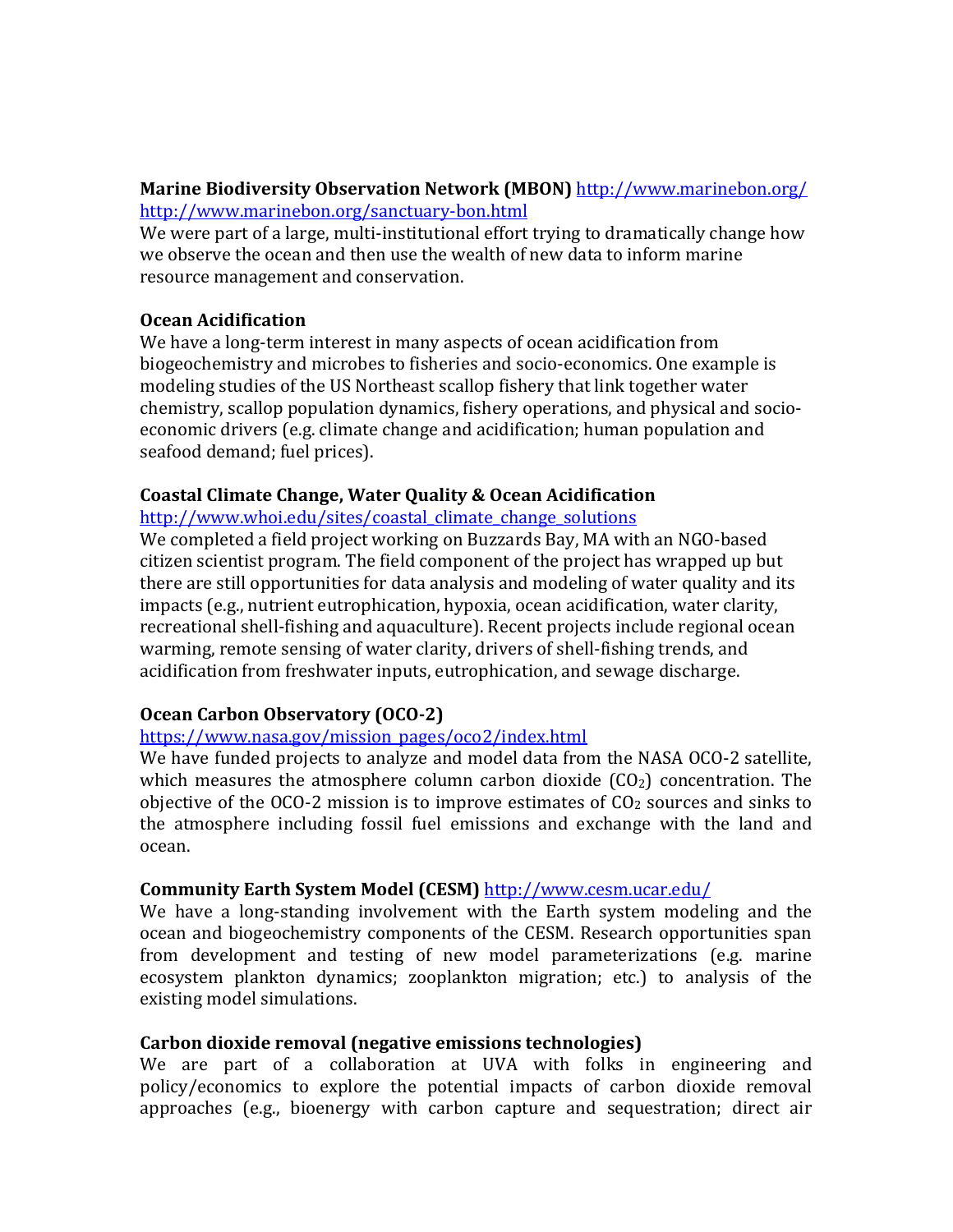**Marine Biodiversity Observation Network (MBON)** http://www.marinebon.org/ http://www.marinebon.org/sanctuary-bon.html

We were part of a large, multi-institutional effort trying to dramatically change how we observe the ocean and then use the wealth of new data to inform marine resource management and conservation.

**Ocean Acidification**

We have a long-term interest in many aspects of ocean acidification from biogeochemistry and microbes to fisheries and socio-economics. One example is modeling studies of the US Northeast scallop fishery that link together water chemistry, scallop population dynamics, fishery operations, and physical and socio-economic drivers (e.g. climate change and acidification; human population and seafood demand; fuel prices).

**Coastal Climate Change, Water Quality & Ocean Acidification**

http://www.whoi.edu/sites/coastal_climate_change_solutions

We completed a field project working on Buzzards Bay, MA with an NGO-based citizen scientist program. The field component of the project has wrapped up but there are still opportunities for data analysis and modeling of water quality and its impacts (e.g., nutrient eutrophication, hypoxia, ocean acidification, water clarity, recreational shell-fishing and aquaculture). Recent projects include regional ocean warming, remote sensing of water clarity, drivers of shell-fishing trends, and acidification from freshwater inputs, eutrophication, and sewage discharge.

**Ocean Carbon Observatory (OCO-2)**

https://www.nasa.gov/mission_pages/oco2/index.html

We have funded projects to analyze and model data from the NASA OCO-2 satellite, which measures the atmosphere column carbon dioxide ($CO_2$) concentration. The objective of the OCO-2 mission is to improve estimates of $CO_2$ sources and sinks to the atmosphere including fossil fuel emissions and exchange with the land and ocean.

**Community Earth System Model (CESM)** http://www.cesm.ucar.edu/

We have a long-standing involvement with the Earth system modeling and the ocean and biogeochemistry components of the CESM. Research opportunities span from development and testing of new model parameterizations (e.g. marine ecosystem plankton dynamics; zooplankton migration; etc.) to analysis of the existing model simulations.

**Carbon dioxide removal (negative emissions technologies)**

We are part of a collaboration at UVA with folks in engineering and policy/economics to explore the potential impacts of carbon dioxide removal approaches (e.g., bioenergy with carbon capture and sequestration; direct air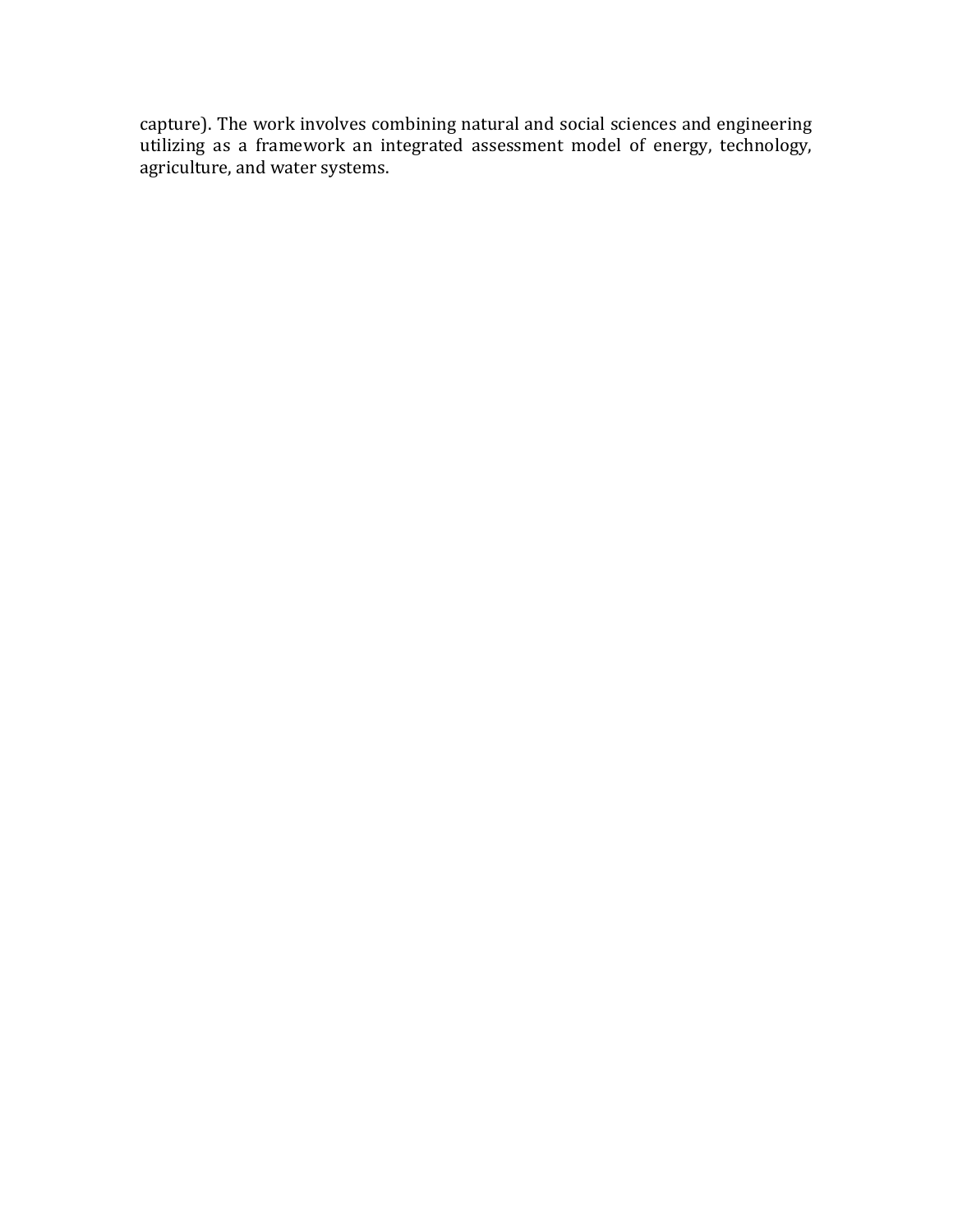capture). The work involves combining natural and social sciences and engineering utilizing as a framework an integrated assessment model of energy, technology, agriculture, and water systems.